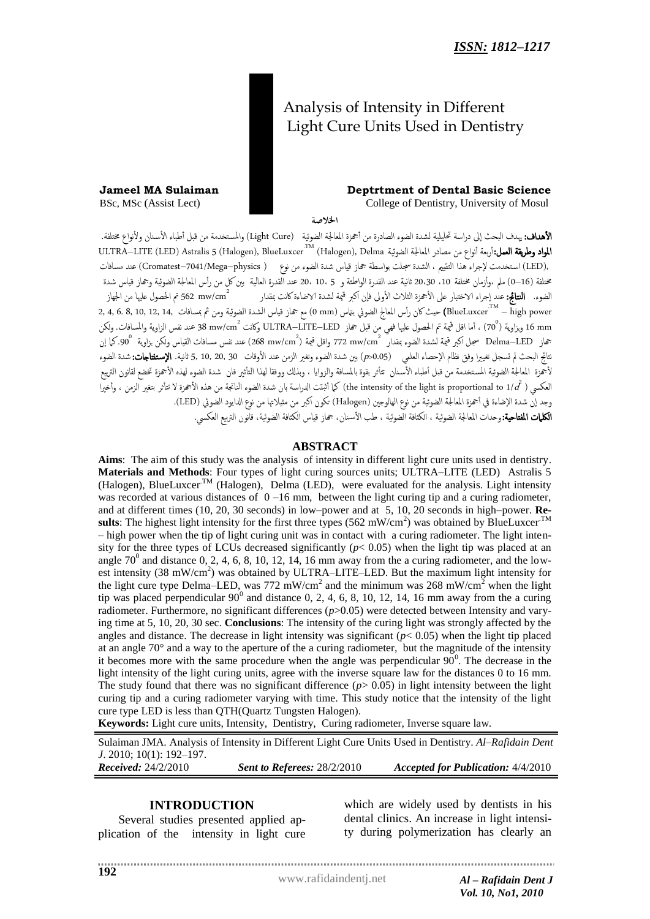*ISSN: 1812–1217*

# Analysis of Intensity in Different Light Cure Units Used in Dentistry

**Jameel MA Sulaiman**
BSc, MSc (Assist Lect)

**Deptrtment of Dental Basic Science**
College of Dentistry, University of Mosul

## الخلاصة

**الأهداف:** يهدف البحث إلى دراسة تحليلية لشدة الضوء الصادرة من أجهزة المعالجة الضوئية (Light Cure) والمستخدمة من قبل أطباء الأسنان ولأنواع مختلفة. **المواد وطريقة العمل:** أربعة أنواع من مصادر المعالجة الضوئية ULTRA–LITE (LED) Astralis 5 (Halogen), BlueLuxcer$^{TM}$ (Halogen), Delma (LED), استخدمت لإجراء هذا التقييم ، الشدة سجلت بواسطة جهاز قياس شدة الضوء من نوع (Cromatest–7041/Mega–physics) عند مسافات مختلفة (0–16) ملم ،وأزمان مختلفة 10، 20،30 ثانية عند القدرة الواطئة و 5، 10، 20 عند القدرة العالية بين كل من رأس المعالجة الضوئية وجهاز قياس شدة الضوء. **النتائج:** عند إجراء الاختبار على الأجهزة الثلاث الأولى فإن أكبر قيمة لشدة الاضاءة كانت بمقدار 562 mw/cm$^2$ تم الحصول عليها من الجهاز (BlueLuxcer$^{TM}$ – high power) حيث كان رأس المعالج الضوئي بتماس (0 mm) مع جهاز قياس الشدة الضوئية ومن ثم بمسافات 2, 4, 6. 8, 10, 12, 14, 16 mm وبزاوية ($70^0$) ، أما اقل قيمة تم الحصول عليها فهي من قبل جهاز ULTRA–LITE–LED وكانت 38 mw/cm$^2$ عند نفس الزاوية والمسافات. ولكن جهاز Delma–LED سجل أكبر قيمة لشدة الضوء بمقدار 772 mw/cm$^2$ واقل قيمة (268 mw/cm$^2$) عند نفس مسافات القياس ولكن بزاوية $90^0$. كما إن نتائج البحث لم تسجل تغييرا وفق نظام الإحصاء العلمي ($p$>0.05) بين شدة الضوء وتغير الزمن عند الأوقات 30, 20, 10, 5 ثانية. **الإستنتاجات:** شدة الضوء لأجهزة المعالجة الضوئية المستخدمة من قبل أطباء الأسنان تتأثر بقوة بالمسافة والزوايا ، وبذلك ووفقا لهذا التأثير فان شدة الضوء لهذه الأجهزة تخضع لقانون التربيع العكسي (the intensity of the light is proportional to $1/d^2$) كما أثبتت الدراسة بان شدة الضوء الناتجة من هذه الأجهزة لا تتأثر بتغير الزمن ، وأخيرا وجد إن شدة الإضاءة في أجهزة المعالجة الضوئية من نوع الهالوجين (Halogen) تكون أكبر من مثيلاتها من نوع الدايود الضوئي (LED).
**الكلمات المفتاحية:** وحدات المعالجة الضوئية ، الكثافة الضوئية ، طب الأسنان، جهاز قياس الكثافة الضوئية، قانون التربيع العكسي.

## ABSTRACT

**Aims**: The aim of this study was the analysis of intensity in different light cure units used in dentistry. **Materials and Methods**: Four types of light curing sources units; ULTRA–LITE (LED) Astralis 5 (Halogen), BlueLuxcer$^{TM}$ (Halogen), Delma (LED), were evaluated for the analysis. Light intensity was recorded at various distances of 0 –16 mm, between the light curing tip and a curing radiometer, and at different times (10, 20, 30 seconds) in low–power and at 5, 10, 20 seconds in high–power. **Results**: The highest light intensity for the first three types (562 mW/cm$^2$) was obtained by BlueLuxcer$^{TM}$ – high power when the tip of light curing unit was in contact with a curing radiometer. The light intensity for the three types of LCUs decreased significantly ($p$< 0.05) when the light tip was placed at an angle $70^0$ and distance 0, 2, 4, 6, 8, 10, 12, 14, 16 mm away from the a curing radiometer, and the lowest intensity (38 mW/cm$^2$) was obtained by ULTRA–LITE–LED. But the maximum light intensity for the light cure type Delma–LED, was 772 mW/cm$^2$ and the minimum was 268 mW/cm$^2$ when the light tip was placed perpendicular $90^0$ and distance 0, 2, 4, 6, 8, 10, 12, 14, 16 mm away from the a curing radiometer. Furthermore, no significant differences ($p$>0.05) were detected between Intensity and varying time at 5, 10, 20, 30 sec. **Conclusions**: The intensity of the curing light was strongly affected by the angles and distance. The decrease in light intensity was significant ($p$< 0.05) when the light tip placed at an angle 70° and a way to the aperture of the a curing radiometer, but the magnitude of the intensity it becomes more with the same procedure when the angle was perpendicular $90^0$. The decrease in the light intensity of the light curing units, agree with the inverse square law for the distances 0 to 16 mm. The study found that there was no significant difference ($p$> 0.05) in light intensity between the light curing tip and a curing radiometer varying with time. This study notice that the intensity of the light cure type LED is less than QTH(Quartz Tungsten Halogen).

**Keywords:** Light cure units, Intensity, Dentistry, Curing radiometer, Inverse square law.

Sulaiman JMA. Analysis of Intensity in Different Light Cure Units Used in Dentistry. *Al–Rafidain Dent J*. 2010; 10(1): 192–197.

***Received:*** 24/2/2010 ***Sent to Referees:*** 28/2/2010 ***Accepted for Publication:*** 4/4/2010

## INTRODUCTION

Several studies presented applied application of the intensity in light cure which are widely used by dentists in his dental clinics. An increase in light intensity during polymerization has clearly an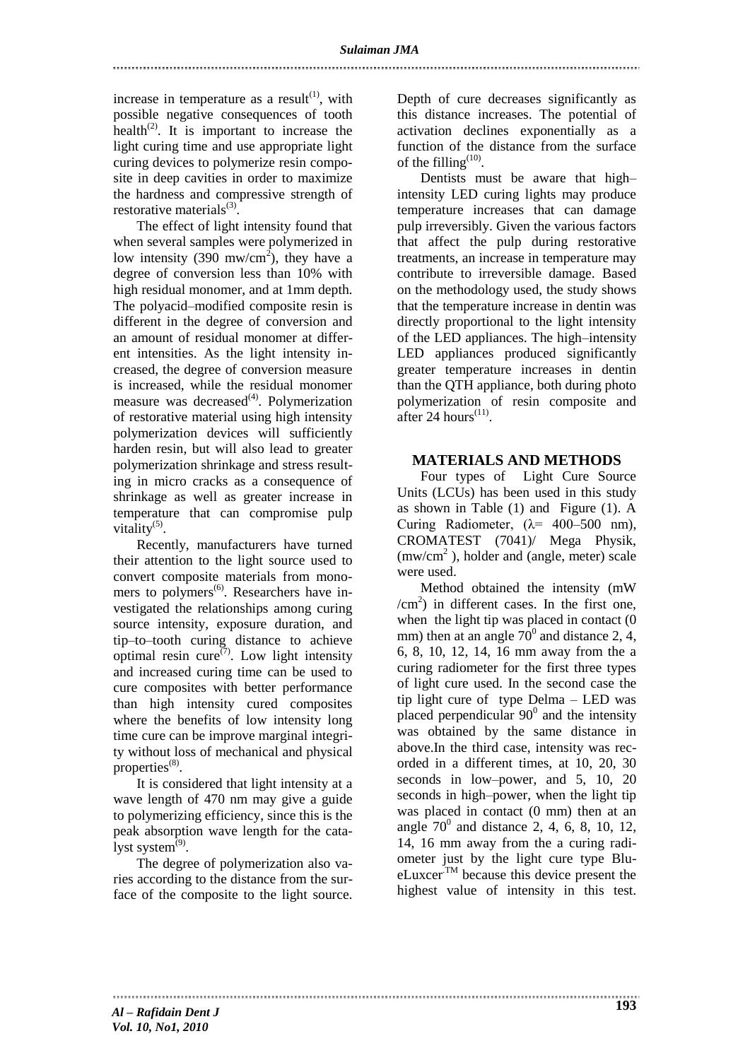increase in temperature as a result[1], with possible negative consequences of tooth health[2]. It is important to increase the light curing time and use appropriate light curing devices to polymerize resin composite in deep cavities in order to maximize the hardness and compressive strength of restorative materials[3].

The effect of light intensity found that when several samples were polymerized in low intensity (390 mw/cm$^2$), they have a degree of conversion less than 10% with high residual monomer, and at 1mm depth. The polyacid–modified composite resin is different in the degree of conversion and an amount of residual monomer at different intensities. As the light intensity increased, the degree of conversion measure is increased, while the residual monomer measure was decreased[4]. Polymerization of restorative material using high intensity polymerization devices will sufficiently harden resin, but will also lead to greater polymerization shrinkage and stress resulting in micro cracks as a consequence of shrinkage as well as greater increase in temperature that can compromise pulp vitality[5].

Recently, manufacturers have turned their attention to the light source used to convert composite materials from monomers to polymers[6]. Researchers have investigated the relationships among curing source intensity, exposure duration, and tip–to–tooth curing distance to achieve optimal resin cure[7]. Low light intensity and increased curing time can be used to cure composites with better performance than high intensity cured composites where the benefits of low intensity long time cure can be improve marginal integrity without loss of mechanical and physical properties[8].

It is considered that light intensity at a wave length of 470 nm may give a guide to polymerizing efficiency, since this is the peak absorption wave length for the catalyst system[9].

The degree of polymerization also varies according to the distance from the surface of the composite to the light source. Depth of cure decreases significantly as this distance increases. The potential of activation declines exponentially as a function of the distance from the surface of the filling[10].

Dentists must be aware that high–intensity LED curing lights may produce temperature increases that can damage pulp irreversibly. Given the various factors that affect the pulp during restorative treatments, an increase in temperature may contribute to irreversible damage. Based on the methodology used, the study shows that the temperature increase in dentin was directly proportional to the light intensity of the LED appliances. The high–intensity LED appliances produced significantly greater temperature increases in dentin than the QTH appliance, both during photo polymerization of resin composite and after 24 hours[11].

## MATERIALS AND METHODS

Four types of Light Cure Source Units (LCUs) has been used in this study as shown in Table (1) and Figure (1). A Curing Radiometer, ($\lambda$= 400–500 nm), CROMATEST (7041)/ Mega Physik, (mw/cm$^2$ ), holder and (angle, meter) scale were used.

Method obtained the intensity (mW /cm$^2$) in different cases. In the first one, when the light tip was placed in contact (0 mm) then at an angle $70^0$ and distance 2, 4, 6, 8, 10, 12, 14, 16 mm away from the a curing radiometer for the first three types of light cure used. In the second case the tip light cure of type Delma – LED was placed perpendicular $90^0$ and the intensity was obtained by the same distance in above.In the third case, intensity was recorded in a different times, at 10, 20, 30 seconds in low–power, and 5, 10, 20 seconds in high–power, when the light tip was placed in contact (0 mm) then at an angle $70^0$ and distance 2, 4, 6, 8, 10, 12, 14, 16 mm away from the a curing radiometer just by the light cure type BlueLuxcer.TM because this device present the highest value of intensity in this test.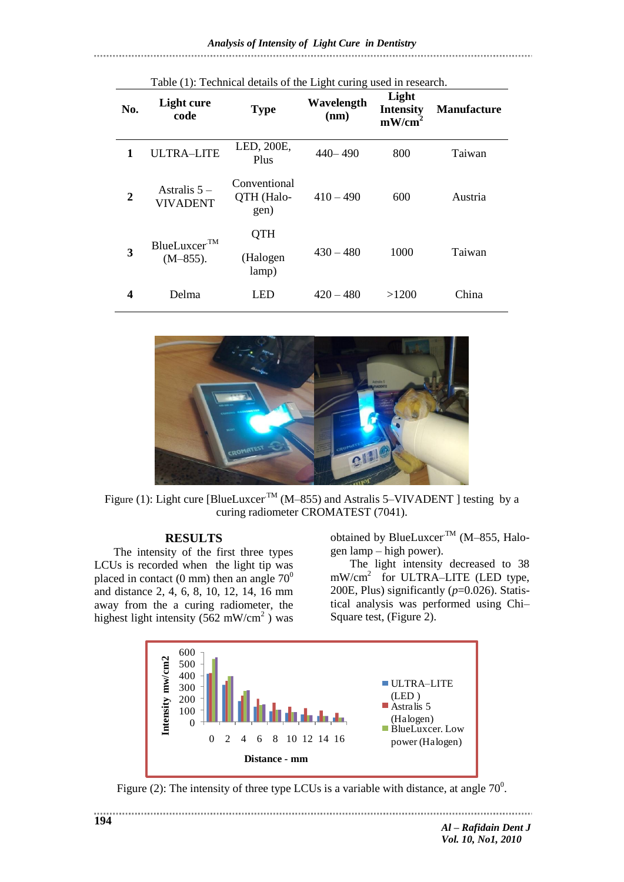Table (1): Technical details of the Light curing used in research.

| No. | Light cure code | Type | Wavelength (nm) | Light Intensity mW/cm$^2$ | Manufacture |
|---|---|---|---|---|---|
| 1 | ULTRA–LITE | LED, 200E, Plus | 440– 490 | 800 | Taiwan |
| 2 | Astralis 5 – VIVADENT | Conventional QTH (Halogen) | 410 – 490 | 600 | Austria |
| 3 | BlueLuxcer™ (M–855). | QTH (Halogen lamp) | 430 – 480 | 1000 | Taiwan |
| 4 | Delma | LED | 420 – 480 | >1200 | China |

Figure (1): Light cure [BlueLuxcer™ (M–855) and Astralis 5–VIVADENT ] testing by a curing radiometer CROMATEST (7041).

## RESULTS

The intensity of the first three types LCUs is recorded when the light tip was placed in contact (0 mm) then an angle 70$^0$ and distance 2, 4, 6, 8, 10, 12, 14, 16 mm away from the curing radiometer, the highest light intensity (562 mW/cm$^2$ ) was obtained by BlueLuxcer™ (M–855, Halogen lamp – high power).

The light intensity decreased to 38 mW/cm$^2$ for ULTRA–LITE (LED type, 200E, Plus) significantly ($p$=0.026). Statistical analysis was performed using Chi–Square test, (Figure 2).

Intensity mw/cm2

600
500
400
300
200
100
0

0 2 4 6 8 10 12 14 16

Distance - mm

ULTRA–LITE (LED )
Astralis 5 (Halogen)
BlueLuxcer. Low power (Halogen)

Figure (2): The intensity of three type LCUs is a variable with distance, at angle 70$^0$.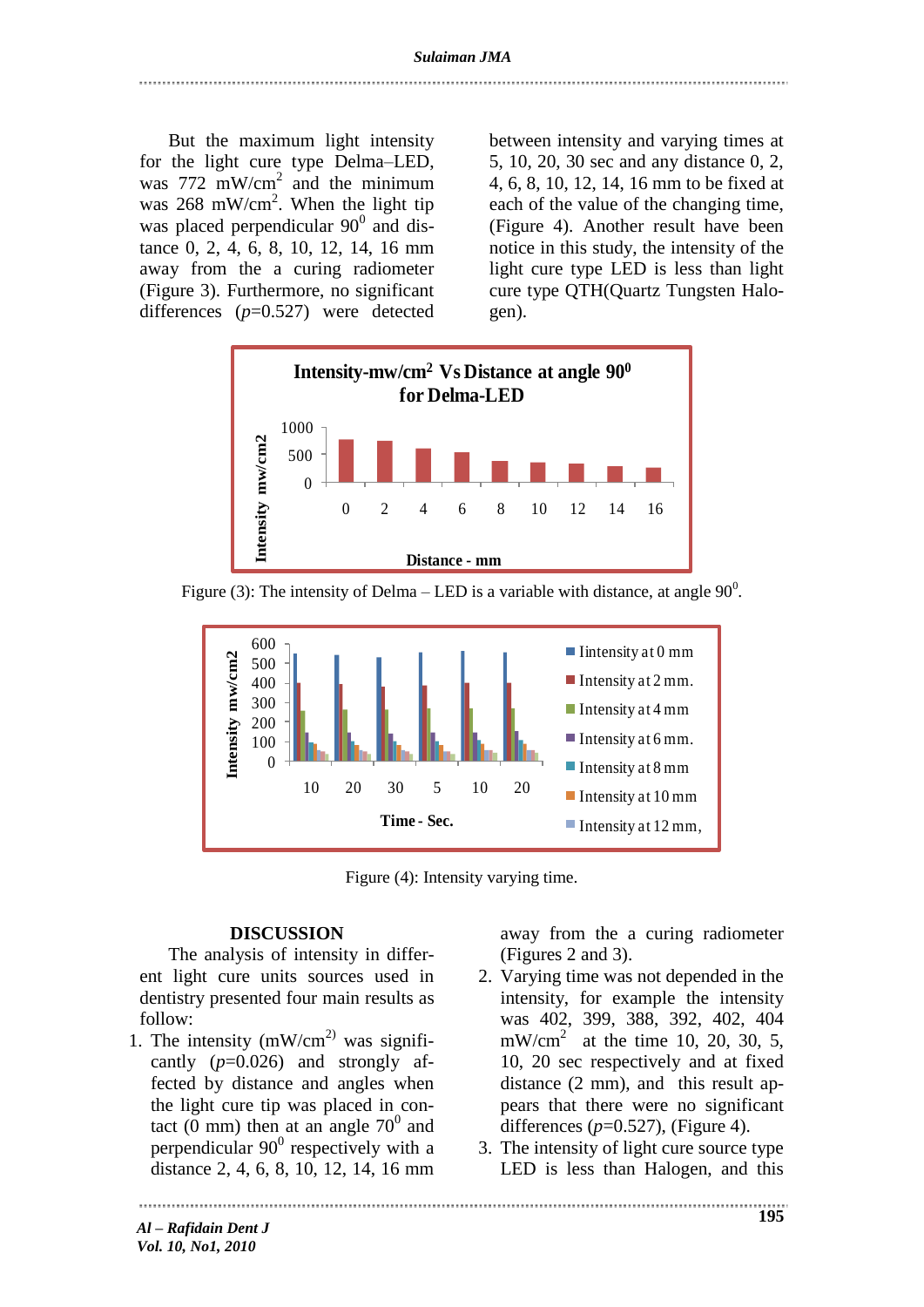But the maximum light intensity for the light cure type Delma–LED, was 772 mW/cm$^2$ and the minimum was 268 mW/cm$^2$. When the light tip was placed perpendicular 90$^0$ and distance 0, 2, 4, 6, 8, 10, 12, 14, 16 mm away from the a curing radiometer (Figure 3). Furthermore, no significant differences ($p$=0.527) were detected between intensity and varying times at 5, 10, 20, 30 sec and any distance 0, 2, 4, 6, 8, 10, 12, 14, 16 mm to be fixed at each of the value of the changing time, (Figure 4). Another result have been notice in this study, the intensity of the light cure type LED is less than light cure type QTH(Quartz Tungsten Halogen).

Intensity-mw/cm$^2$ Vs Distance at angle 90$^0$ for Delma-LED

Intensity mw/cm2

1000
500
0

0 2 4 6 8 10 12 14 16

Distance - mm

Figure (3): The intensity of Delma – LED is a variable with distance, at angle 90$^0$.

Intensity mw/cm2

600
500
400
300
200
100
0

10 20 30 5 10 20

Time - Sec.

Iintensity at 0 mm
Intensity at 2 mm.
Intensity at 4 mm
Intensity at 6 mm.
Intensity at 8 mm
Intensity at 10 mm
Intensity at 12 mm,

Figure (4): Intensity varying time.

## DISCUSSION

The analysis of intensity in different light cure units sources used in dentistry presented four main results as follow:

1. The intensity (mW/cm$^{2)}$ was significantly ($p$=0.026) and strongly affected by distance and angles when the light cure tip was placed in contact (0 mm) then at an angle 70$^0$ and perpendicular 90$^0$ respectively with a distance 2, 4, 6, 8, 10, 12, 14, 16 mm away from the a curing radiometer (Figures 2 and 3).
2. Varying time was not depended in the intensity, for example the intensity was 402, 399, 388, 392, 402, 404 mW/cm$^2$ at the time 10, 20, 30, 5, 10, 20 sec respectively and at fixed distance (2 mm), and this result appears that there were no significant differences ($p$=0.527), (Figure 4).
3. The intensity of light cure source type LED is less than Halogen, and this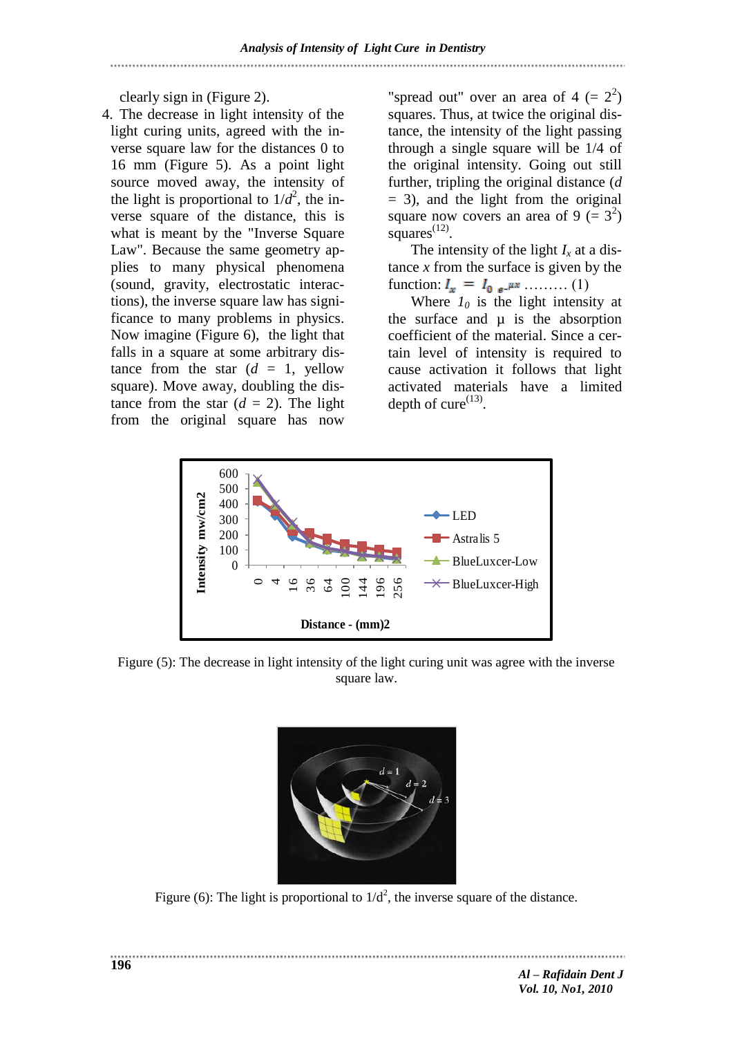clearly sign in (Figure 2).

4. The decrease in light intensity of the light curing units, agreed with the inverse square law for the distances 0 to 16 mm (Figure 5). As a point light source moved away, the intensity of the light is proportional to $1/d^2$, the inverse square of the distance, this is what is meant by the "Inverse Square Law". Because the same geometry applies to many physical phenomena (sound, gravity, electrostatic interactions), the inverse square law has significance to many problems in physics. Now imagine (Figure 6), the light that falls in a square at some arbitrary distance from the star ($d$ = 1, yellow square). Move away, doubling the distance from the star ($d$ = 2). The light from the original square has now "spread out" over an area of 4 (= $2^2$) squares. Thus, at twice the original distance, the intensity of the light passing through a single square will be 1/4 of the original intensity. Going out still further, tripling the original distance ($d$ = 3), and the light from the original square now covers an area of 9 (= $3^2$) squares[12].

The intensity of the light $I_x$ at a distance $x$ from the surface is given by the function: $I_x = I_0 \, e^{-\mu x}$ ……… (1)

Where $I_0$ is the light intensity at the surface and μ is the absorption coefficient of the material. Since a certain level of intensity is required to cause activation it follows that light activated materials have a limited depth of cure[13].

Intensity mw/cm2

600
500
400
300
200
100
0

0 4 16 36 64 100 144 196 256

Distance - (mm)2

LED
Astralis 5
BlueLuxcer-Low
BlueLuxcer-High

Figure (5): The decrease in light intensity of the light curing unit was agree with the inverse square law.

d = 1
d = 2
d = 3

Figure (6): The light is proportional to $1/d^2$, the inverse square of the distance.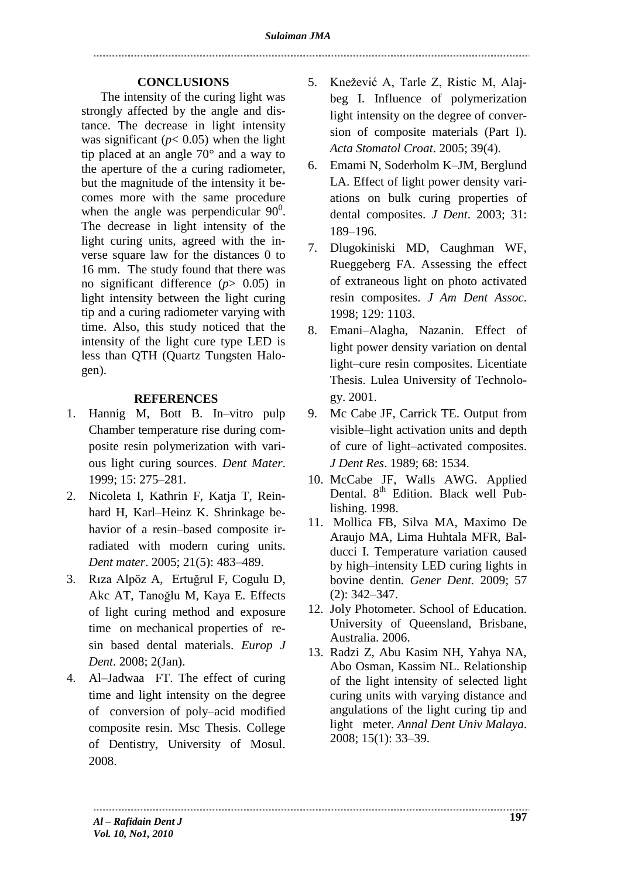## CONCLUSIONS

The intensity of the curing light was strongly affected by the angle and distance. The decrease in light intensity was significant ($p< 0.05$) when the light tip placed at an angle 70° and a way to the aperture of the a curing radiometer, but the magnitude of the intensity it becomes more with the same procedure when the angle was perpendicular $90^0$. The decrease in light intensity of the light curing units, agreed with the inverse square law for the distances 0 to 16 mm. The study found that there was no significant difference ($p> 0.05$) in light intensity between the light curing tip and a curing radiometer varying with time. Also, this study noticed that the intensity of the light cure type LED is less than QTH (Quartz Tungsten Halogen).

## REFERENCES

1. Hannig M, Bott B. In–vitro pulp Chamber temperature rise during composite resin polymerization with various light curing sources. *Dent Mater*. 1999; 15: 275–281.
2. Nicoleta I, Kathrin F, Katja T, Reinhard H, Karl–Heinz K. Shrinkage behavior of a resin–based composite irradiated with modern curing units. *Dent mater*. 2005; 21(5): 483–489.
3. Rıza Alpöz A, Ertuğrul F, Cogulu D, Akc AT, Tanoğlu M, Kaya E. Effects of light curing method and exposure time on mechanical properties of resin based dental materials. *Europ J Dent*. 2008; 2(Jan).
4. Al–Jadwaa FT. The effect of curing time and light intensity on the degree of conversion of poly–acid modified composite resin. Msc Thesis. College of Dentistry, University of Mosul. 2008.
5. Knežević A, Tarle Z, Ristic M, Alajbeg I. Influence of polymerization light intensity on the degree of conversion of composite materials (Part I). *Acta Stomatol Croat*. 2005; 39(4).
6. Emami N, Soderholm K–JM, Berglund LA. Effect of light power density variations on bulk curing properties of dental composites. *J Dent*. 2003; 31: 189–196.
7. Dlugokiniski MD, Caughman WF, Rueggeberg FA. Assessing the effect of extraneous light on photo activated resin composites. *J Am Dent Assoc*. 1998; 129: 1103.
8. Emani–Alagha, Nazanin. Effect of light power density variation on dental light–cure resin composites. Licentiate Thesis. Lulea University of Technology. 2001.
9. Mc Cabe JF, Carrick TE. Output from visible–light activation units and depth of cure of light–activated composites. *J Dent Res*. 1989; 68: 1534.
10. McCabe JF, Walls AWG. Applied Dental. 8th Edition. Black well Publishing. 1998.
11. Mollica FB, Silva MA, Maximo De Araujo MA, Lima Huhtala MFR, Balducci I. Temperature variation caused by high–intensity LED curing lights in bovine dentin. *Gener Dent.* 2009; 57 (2): 342–347.
12. Joly Photometer. School of Education. University of Queensland, Brisbane, Australia. 2006.
13. Radzi Z, Abu Kasim NH, Yahya NA, Abo Osman, Kassim NL. Relationship of the light intensity of selected light curing units with varying distance and angulations of the light curing tip and light meter. *Annal Dent Univ Malaya*. 2008; 15(1): 33–39.